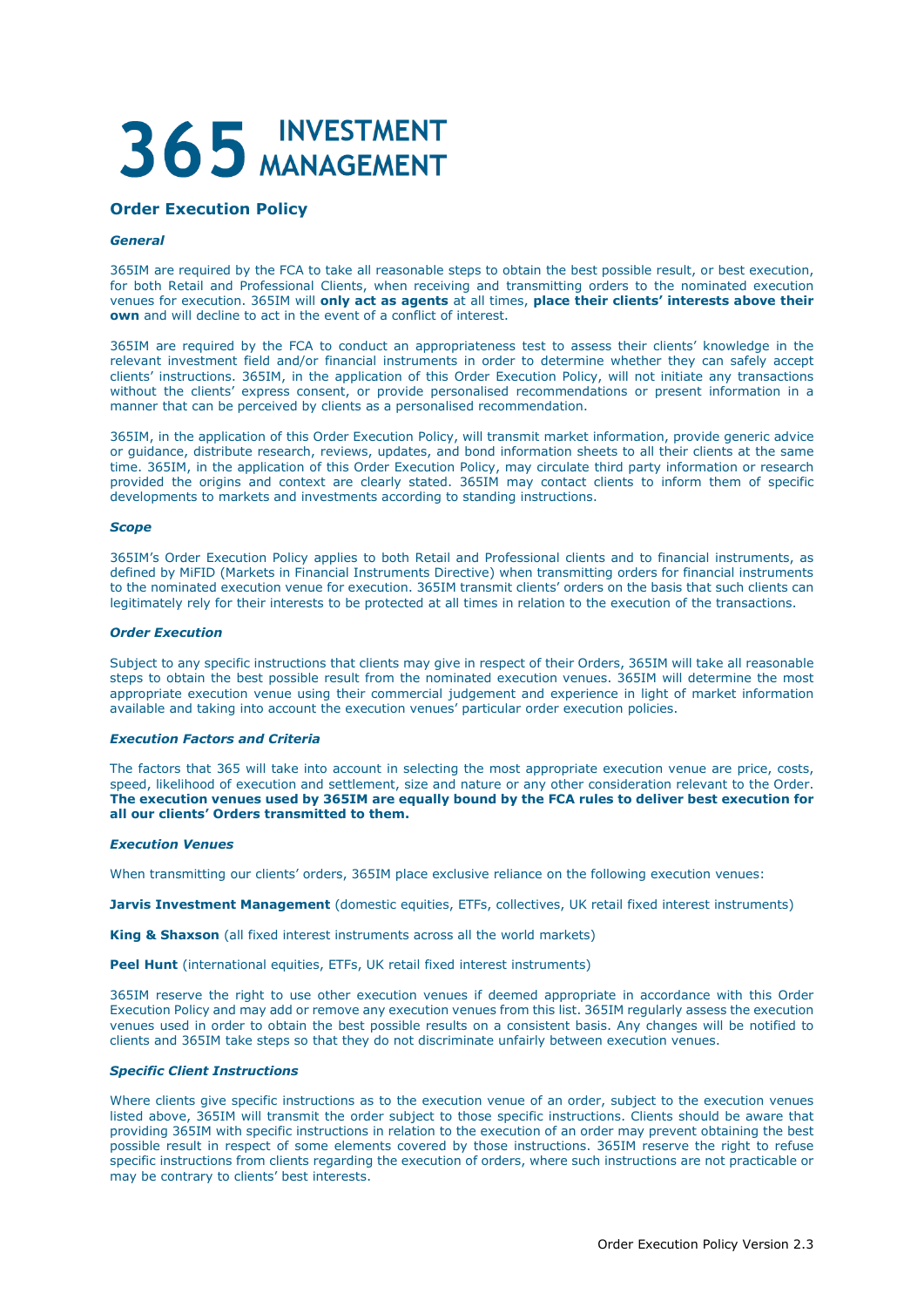# 365 INVESTMENT MANAGEMENT

## Order Execution Policy

### *General*

365IM are required by the FCA to take all reasonable steps to obtain the best possible result, or best execution, for both Retail and Professional Clients, when receiving and transmitting orders to the nominated execution venues for execution. 365IM will **only act as agents** at all times, **place their clients' interests above their own** and will decline to act in the event of a conflict of interest.

365IM are required by the FCA to conduct an appropriateness test to assess their clients' knowledge in the relevant investment field and/or financial instruments in order to determine whether they can safely accept clients' instructions. 365IM, in the application of this Order Execution Policy, will not initiate any transactions without the clients' express consent, or provide personalised recommendations or present information in a manner that can be perceived by clients as a personalised recommendation.

365IM, in the application of this Order Execution Policy, will transmit market information, provide generic advice or guidance, distribute research, reviews, updates, and bond information sheets to all their clients at the same time. 365IM, in the application of this Order Execution Policy, may circulate third party information or research provided the origins and context are clearly stated. 365IM may contact clients to inform them of specific developments to markets and investments according to standing instructions.

### *Scope*

365IM's Order Execution Policy applies to both Retail and Professional clients and to financial instruments, as defined by MiFID (Markets in Financial Instruments Directive) when transmitting orders for financial instruments to the nominated execution venue for execution. 365IM transmit clients' orders on the basis that such clients can legitimately rely for their interests to be protected at all times in relation to the execution of the transactions.

### *Order Execution*

Subject to any specific instructions that clients may give in respect of their Orders, 365IM will take all reasonable steps to obtain the best possible result from the nominated execution venues. 365IM will determine the most appropriate execution venue using their commercial judgement and experience in light of market information available and taking into account the execution venues' particular order execution policies.

### *Execution Factors and Criteria*

The factors that 365 will take into account in selecting the most appropriate execution venue are price, costs, speed, likelihood of execution and settlement, size and nature or any other consideration relevant to the Order. **The execution venues used by 365IM are equally bound by the FCA rules to deliver best execution for all our clients' Orders transmitted to them.**

### *Execution Venues*

When transmitting our clients' orders, 365IM place exclusive reliance on the following execution venues:

**Jarvis Investment Management** (domestic equities, ETFs, collectives, UK retail fixed interest instruments)

**King & Shaxson** (all fixed interest instruments across all the world markets)

**Peel Hunt** (international equities, ETFs, UK retail fixed interest instruments)

365IM reserve the right to use other execution venues if deemed appropriate in accordance with this Order Execution Policy and may add or remove any execution venues from this list. 365IM regularly assess the execution venues used in order to obtain the best possible results on a consistent basis. Any changes will be notified to clients and 365IM take steps so that they do not discriminate unfairly between execution venues.

### *Specific Client Instructions*

Where clients give specific instructions as to the execution venue of an order, subject to the execution venues listed above, 365IM will transmit the order subject to those specific instructions. Clients should be aware that providing 365IM with specific instructions in relation to the execution of an order may prevent obtaining the best possible result in respect of some elements covered by those instructions. 365IM reserve the right to refuse specific instructions from clients regarding the execution of orders, where such instructions are not practicable or may be contrary to clients' best interests.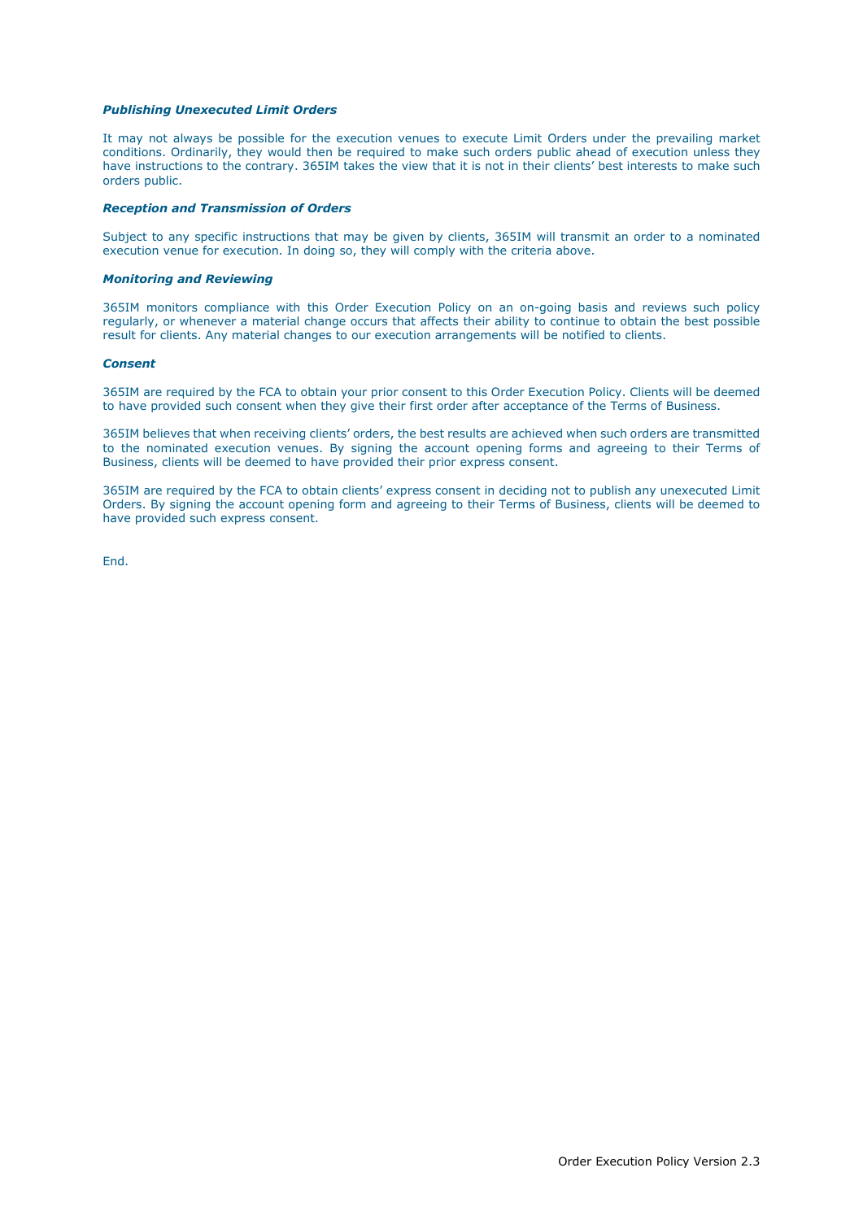### *Publishing Unexecuted Limit Orders*

It may not always be possible for the execution venues to execute Limit Orders under the prevailing market conditions. Ordinarily, they would then be required to make such orders public ahead of execution unless they have instructions to the contrary. 365IM takes the view that it is not in their clients' best interests to make such orders public.

### *Reception and Transmission of Orders*

Subject to any specific instructions that may be given by clients, 365IM will transmit an order to a nominated execution venue for execution. In doing so, they will comply with the criteria above.

### *Monitoring and Reviewing*

365IM monitors compliance with this Order Execution Policy on an on-going basis and reviews such policy regularly, or whenever a material change occurs that affects their ability to continue to obtain the best possible result for clients. Any material changes to our execution arrangements will be notified to clients.

### *Consent*

365IM are required by the FCA to obtain your prior consent to this Order Execution Policy. Clients will be deemed to have provided such consent when they give their first order after acceptance of the Terms of Business.

365IM believes that when receiving clients' orders, the best results are achieved when such orders are transmitted to the nominated execution venues. By signing the account opening forms and agreeing to their Terms of Business, clients will be deemed to have provided their prior express consent.

365IM are required by the FCA to obtain clients' express consent in deciding not to publish any unexecuted Limit Orders. By signing the account opening form and agreeing to their Terms of Business, clients will be deemed to have provided such express consent.

End.